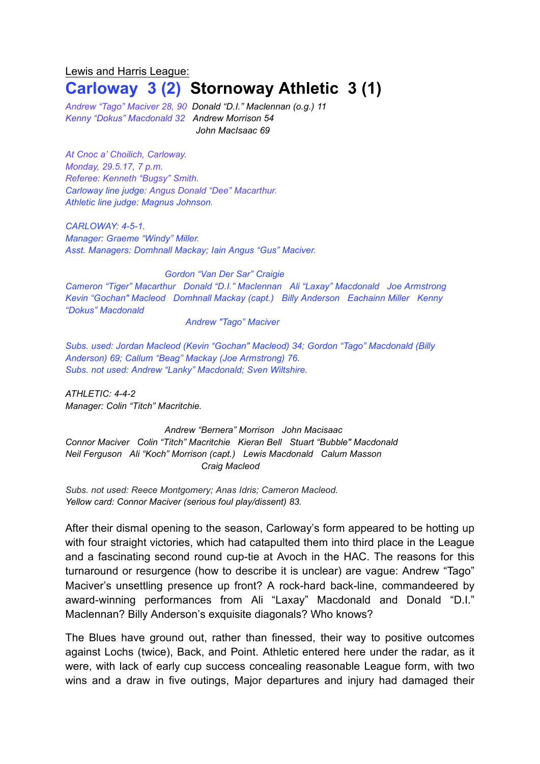Lewis and Harris League:

# Carloway 3 (2) Stornoway Athletic 3 (1)

*Andrew "Tago" Maciver 28, 90* *Donald "D.I." Maclennan (o.g.) 11*
*Kenny "Dokus" Macdonald 32* *Andrew Morrison 54*
*John MacIsaac 69*

*At Cnoc a' Choilich, Carloway.*
*Monday, 29.5.17, 7 p.m.*
*Referee: Kenneth "Bugsy" Smith.*
*Carloway line judge: Angus Donald "Dee" Macarthur.*
*Athletic line judge: Magnus Johnson.*

*CARLOWAY: 4-5-1.*
*Manager: Graeme "Windy" Miller.*
*Asst. Managers: Domhnall Mackay; Iain Angus "Gus" Maciver.*

*Gordon "Van Der Sar" Craigie*
*Cameron "Tiger" Macarthur Donald "D.I." Maclennan Ali "Laxay" Macdonald Joe Armstrong*
*Kevin "Gochan" Macleod Domhnall Mackay (capt.) Billy Anderson Eachainn Miller Kenny "Dokus" Macdonald*
*Andrew "Tago" Maciver*

*Subs. used: Jordan Macleod (Kevin "Gochan" Macleod) 34; Gordon "Tago" Macdonald (Billy Anderson) 69; Callum "Beag" Mackay (Joe Armstrong) 76.*
*Subs. not used: Andrew "Lanky" Macdonald; Sven Wiltshire.*

*ATHLETIC: 4-4-2*
*Manager: Colin "Titch" Macritchie.*

*Andrew "Bernera" Morrison John Macisaac*
*Connor Maciver Colin "Titch" Macritchie Kieran Bell Stuart "Bubble" Macdonald*
*Neil Ferguson Ali "Koch" Morrison (capt.) Lewis Macdonald Calum Masson*
*Craig Macleod*

*Subs. not used: Reece Montgomery; Anas Idris; Cameron Macleod.*
*Yellow card: Connor Maciver (serious foul play/dissent) 83.*

After their dismal opening to the season, Carloway's form appeared to be hotting up with four straight victories, which had catapulted them into third place in the League and a fascinating second round cup-tie at Avoch in the HAC. The reasons for this turnaround or resurgence (how to describe it is unclear) are vague: Andrew "Tago" Maciver's unsettling presence up front? A rock-hard back-line, commandeered by award-winning performances from Ali "Laxay" Macdonald and Donald "D.I." Maclennan? Billy Anderson's exquisite diagonals? Who knows?

The Blues have ground out, rather than finessed, their way to positive outcomes against Lochs (twice), Back, and Point. Athletic entered here under the radar, as it were, with lack of early cup success concealing reasonable League form, with two wins and a draw in five outings, Major departures and injury had damaged their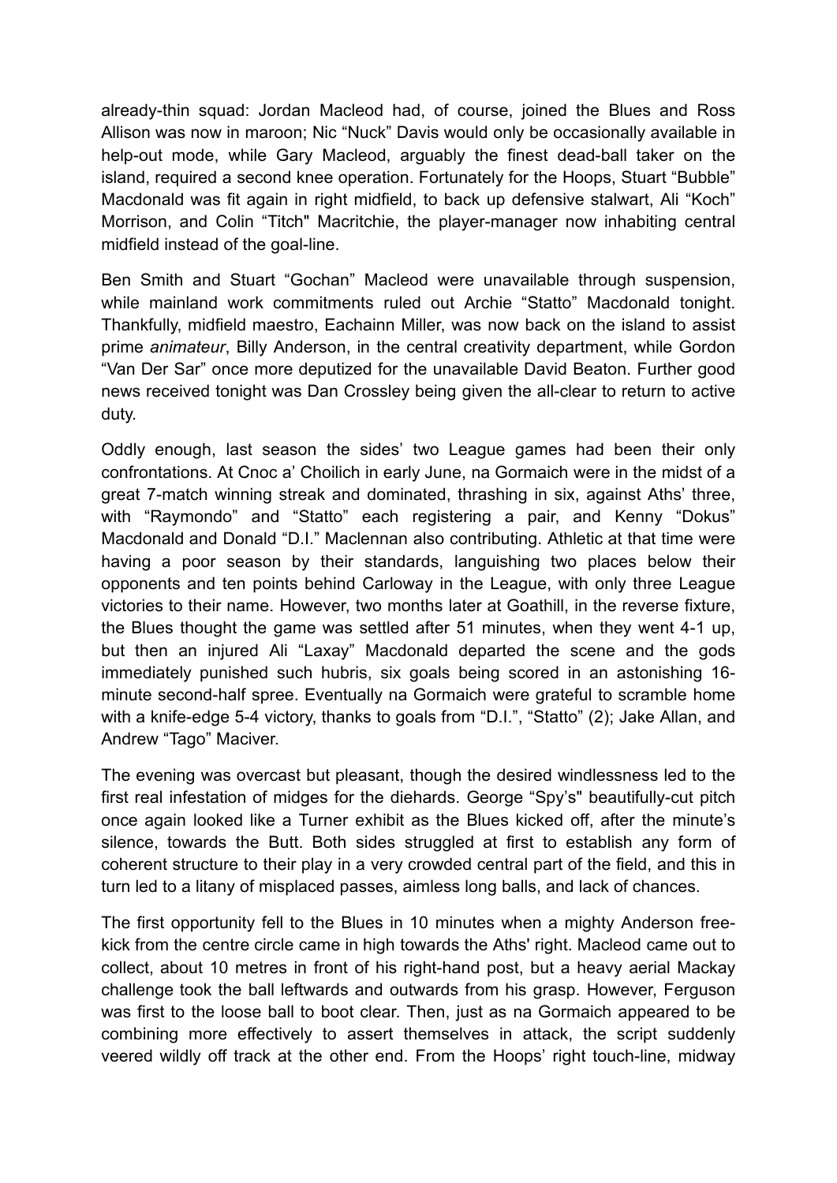already-thin squad: Jordan Macleod had, of course, joined the Blues and Ross Allison was now in maroon; Nic "Nuck" Davis would only be occasionally available in help-out mode, while Gary Macleod, arguably the finest dead-ball taker on the island, required a second knee operation. Fortunately for the Hoops, Stuart "Bubble" Macdonald was fit again in right midfield, to back up defensive stalwart, Ali "Koch" Morrison, and Colin "Titch" Macritchie, the player-manager now inhabiting central midfield instead of the goal-line.

Ben Smith and Stuart "Gochan" Macleod were unavailable through suspension, while mainland work commitments ruled out Archie "Statto" Macdonald tonight. Thankfully, midfield maestro, Eachainn Miller, was now back on the island to assist prime *animateur*, Billy Anderson, in the central creativity department, while Gordon "Van Der Sar" once more deputized for the unavailable David Beaton. Further good news received tonight was Dan Crossley being given the all-clear to return to active duty.

Oddly enough, last season the sides' two League games had been their only confrontations. At Cnoc a' Choilich in early June, na Gormaich were in the midst of a great 7-match winning streak and dominated, thrashing in six, against Aths' three, with "Raymondo" and "Statto" each registering a pair, and Kenny "Dokus" Macdonald and Donald "D.I." Maclennan also contributing. Athletic at that time were having a poor season by their standards, languishing two places below their opponents and ten points behind Carloway in the League, with only three League victories to their name. However, two months later at Goathill, in the reverse fixture, the Blues thought the game was settled after 51 minutes, when they went 4-1 up, but then an injured Ali "Laxay" Macdonald departed the scene and the gods immediately punished such hubris, six goals being scored in an astonishing 16-minute second-half spree. Eventually na Gormaich were grateful to scramble home with a knife-edge 5-4 victory, thanks to goals from "D.I.", "Statto" (2); Jake Allan, and Andrew "Tago" Maciver.

The evening was overcast but pleasant, though the desired windlessness led to the first real infestation of midges for the diehards. George "Spy's" beautifully-cut pitch once again looked like a Turner exhibit as the Blues kicked off, after the minute's silence, towards the Butt. Both sides struggled at first to establish any form of coherent structure to their play in a very crowded central part of the field, and this in turn led to a litany of misplaced passes, aimless long balls, and lack of chances.

The first opportunity fell to the Blues in 10 minutes when a mighty Anderson free-kick from the centre circle came in high towards the Aths' right. Macleod came out to collect, about 10 metres in front of his right-hand post, but a heavy aerial Mackay challenge took the ball leftwards and outwards from his grasp. However, Ferguson was first to the loose ball to boot clear. Then, just as na Gormaich appeared to be combining more effectively to assert themselves in attack, the script suddenly veered wildly off track at the other end. From the Hoops' right touch-line, midway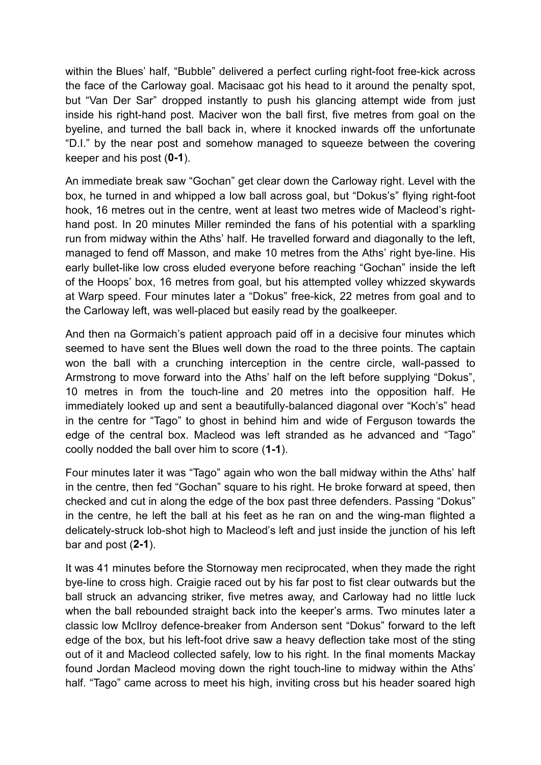within the Blues' half, "Bubble" delivered a perfect curling right-foot free-kick across the face of the Carloway goal. Macisaac got his head to it around the penalty spot, but "Van Der Sar" dropped instantly to push his glancing attempt wide from just inside his right-hand post. Maciver won the ball first, five metres from goal on the byeline, and turned the ball back in, where it knocked inwards off the unfortunate "D.I." by the near post and somehow managed to squeeze between the covering keeper and his post (**0-1**).

An immediate break saw "Gochan" get clear down the Carloway right. Level with the box, he turned in and whipped a low ball across goal, but "Dokus's" flying right-foot hook, 16 metres out in the centre, went at least two metres wide of Macleod's right-hand post. In 20 minutes Miller reminded the fans of his potential with a sparkling run from midway within the Aths' half. He travelled forward and diagonally to the left, managed to fend off Masson, and make 10 metres from the Aths' right bye-line. His early bullet-like low cross eluded everyone before reaching "Gochan" inside the left of the Hoops' box, 16 metres from goal, but his attempted volley whizzed skywards at Warp speed. Four minutes later a "Dokus" free-kick, 22 metres from goal and to the Carloway left, was well-placed but easily read by the goalkeeper.

And then na Gormaich's patient approach paid off in a decisive four minutes which seemed to have sent the Blues well down the road to the three points. The captain won the ball with a crunching interception in the centre circle, wall-passed to Armstrong to move forward into the Aths' half on the left before supplying "Dokus", 10 metres in from the touch-line and 20 metres into the opposition half. He immediately looked up and sent a beautifully-balanced diagonal over "Koch's" head in the centre for "Tago" to ghost in behind him and wide of Ferguson towards the edge of the central box. Macleod was left stranded as he advanced and "Tago" coolly nodded the ball over him to score (**1-1**).

Four minutes later it was "Tago" again who won the ball midway within the Aths' half in the centre, then fed "Gochan" square to his right. He broke forward at speed, then checked and cut in along the edge of the box past three defenders. Passing "Dokus" in the centre, he left the ball at his feet as he ran on and the wing-man flighted a delicately-struck lob-shot high to Macleod's left and just inside the junction of his left bar and post (**2-1**).

It was 41 minutes before the Stornoway men reciprocated, when they made the right bye-line to cross high. Craigie raced out by his far post to fist clear outwards but the ball struck an advancing striker, five metres away, and Carloway had no little luck when the ball rebounded straight back into the keeper's arms. Two minutes later a classic low McIlroy defence-breaker from Anderson sent "Dokus" forward to the left edge of the box, but his left-foot drive saw a heavy deflection take most of the sting out of it and Macleod collected safely, low to his right. In the final moments Mackay found Jordan Macleod moving down the right touch-line to midway within the Aths' half. "Tago" came across to meet his high, inviting cross but his header soared high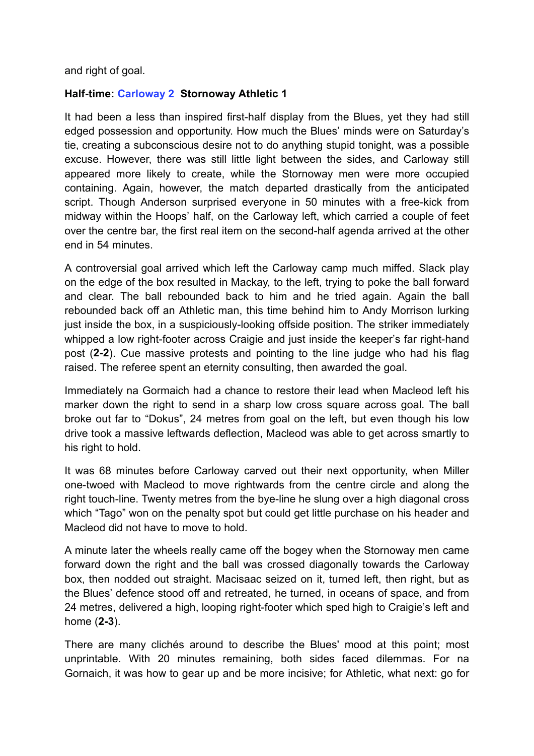and right of goal.

**Half-time: Carloway 2  Stornoway Athletic 1**

It had been a less than inspired first-half display from the Blues, yet they had still edged possession and opportunity. How much the Blues' minds were on Saturday's tie, creating a subconscious desire not to do anything stupid tonight, was a possible excuse. However, there was still little light between the sides, and Carloway still appeared more likely to create, while the Stornoway men were more occupied containing. Again, however, the match departed drastically from the anticipated script. Though Anderson surprised everyone in 50 minutes with a free-kick from midway within the Hoops' half, on the Carloway left, which carried a couple of feet over the centre bar, the first real item on the second-half agenda arrived at the other end in 54 minutes.

A controversial goal arrived which left the Carloway camp much miffed. Slack play on the edge of the box resulted in Mackay, to the left, trying to poke the ball forward and clear. The ball rebounded back to him and he tried again. Again the ball rebounded back off an Athletic man, this time behind him to Andy Morrison lurking just inside the box, in a suspiciously-looking offside position. The striker immediately whipped a low right-footer across Craigie and just inside the keeper's far right-hand post (**2-2**). Cue massive protests and pointing to the line judge who had his flag raised. The referee spent an eternity consulting, then awarded the goal.

Immediately na Gormaich had a chance to restore their lead when Macleod left his marker down the right to send in a sharp low cross square across goal. The ball broke out far to "Dokus", 24 metres from goal on the left, but even though his low drive took a massive leftwards deflection, Macleod was able to get across smartly to his right to hold.

It was 68 minutes before Carloway carved out their next opportunity, when Miller one-twoed with Macleod to move rightwards from the centre circle and along the right touch-line. Twenty metres from the bye-line he slung over a high diagonal cross which "Tago" won on the penalty spot but could get little purchase on his header and Macleod did not have to move to hold.

A minute later the wheels really came off the bogey when the Stornoway men came forward down the right and the ball was crossed diagonally towards the Carloway box, then nodded out straight. Macisaac seized on it, turned left, then right, but as the Blues' defence stood off and retreated, he turned, in oceans of space, and from 24 metres, delivered a high, looping right-footer which sped high to Craigie's left and home (**2-3**).

There are many clichés around to describe the Blues' mood at this point; most unprintable. With 20 minutes remaining, both sides faced dilemmas. For na Gornaich, it was how to gear up and be more incisive; for Athletic, what next: go for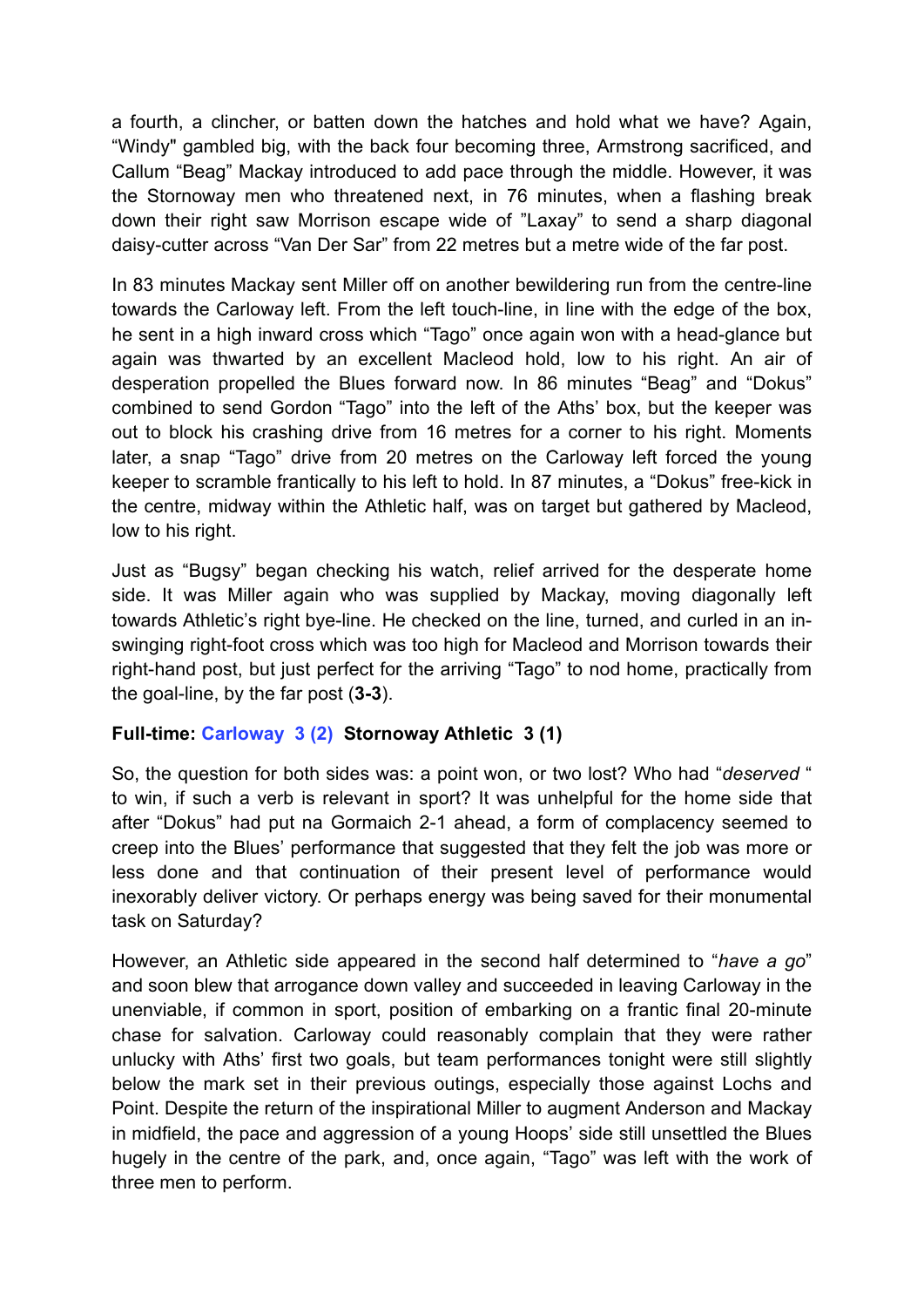a fourth, a clincher, or batten down the hatches and hold what we have? Again, "Windy" gambled big, with the back four becoming three, Armstrong sacrificed, and Callum "Beag" Mackay introduced to add pace through the middle. However, it was the Stornoway men who threatened next, in 76 minutes, when a flashing break down their right saw Morrison escape wide of "Laxay" to send a sharp diagonal daisy-cutter across "Van Der Sar" from 22 metres but a metre wide of the far post.

In 83 minutes Mackay sent Miller off on another bewildering run from the centre-line towards the Carloway left. From the left touch-line, in line with the edge of the box, he sent in a high inward cross which "Tago" once again won with a head-glance but again was thwarted by an excellent Macleod hold, low to his right. An air of desperation propelled the Blues forward now. In 86 minutes "Beag" and "Dokus" combined to send Gordon "Tago" into the left of the Aths' box, but the keeper was out to block his crashing drive from 16 metres for a corner to his right. Moments later, a snap "Tago" drive from 20 metres on the Carloway left forced the young keeper to scramble frantically to his left to hold. In 87 minutes, a "Dokus" free-kick in the centre, midway within the Athletic half, was on target but gathered by Macleod, low to his right.

Just as "Bugsy" began checking his watch, relief arrived for the desperate home side. It was Miller again who was supplied by Mackay, moving diagonally left towards Athletic's right bye-line. He checked on the line, turned, and curled in an in-swinging right-foot cross which was too high for Macleod and Morrison towards their right-hand post, but just perfect for the arriving "Tago" to nod home, practically from the goal-line, by the far post (**3-3**).

**Full-time: Carloway 3 (2) Stornoway Athletic 3 (1)**

So, the question for both sides was: a point won, or two lost? Who had "*deserved* " to win, if such a verb is relevant in sport? It was unhelpful for the home side that after "Dokus" had put na Gormaich 2-1 ahead, a form of complacency seemed to creep into the Blues' performance that suggested that they felt the job was more or less done and that continuation of their present level of performance would inexorably deliver victory. Or perhaps energy was being saved for their monumental task on Saturday?

However, an Athletic side appeared in the second half determined to "*have a go*" and soon blew that arrogance down valley and succeeded in leaving Carloway in the unenviable, if common in sport, position of embarking on a frantic final 20-minute chase for salvation. Carloway could reasonably complain that they were rather unlucky with Aths' first two goals, but team performances tonight were still slightly below the mark set in their previous outings, especially those against Lochs and Point. Despite the return of the inspirational Miller to augment Anderson and Mackay in midfield, the pace and aggression of a young Hoops' side still unsettled the Blues hugely in the centre of the park, and, once again, "Tago" was left with the work of three men to perform.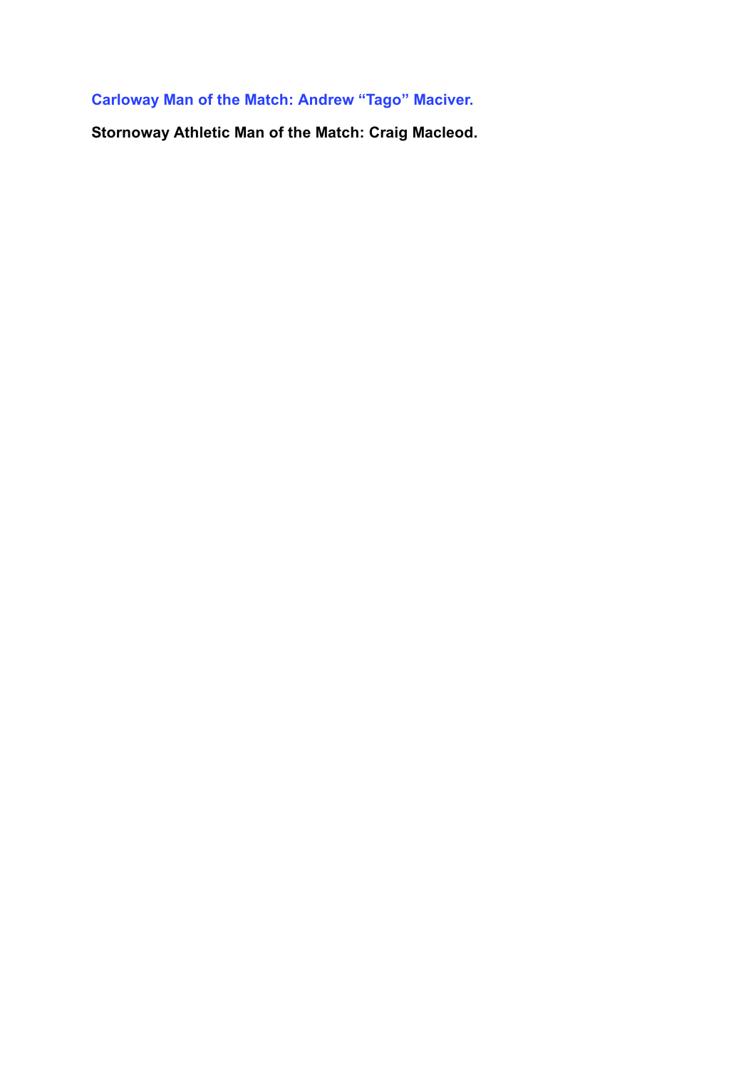**Carloway Man of the Match: Andrew “Tago” Maciver.**

**Stornoway Athletic Man of the Match: Craig Macleod.**